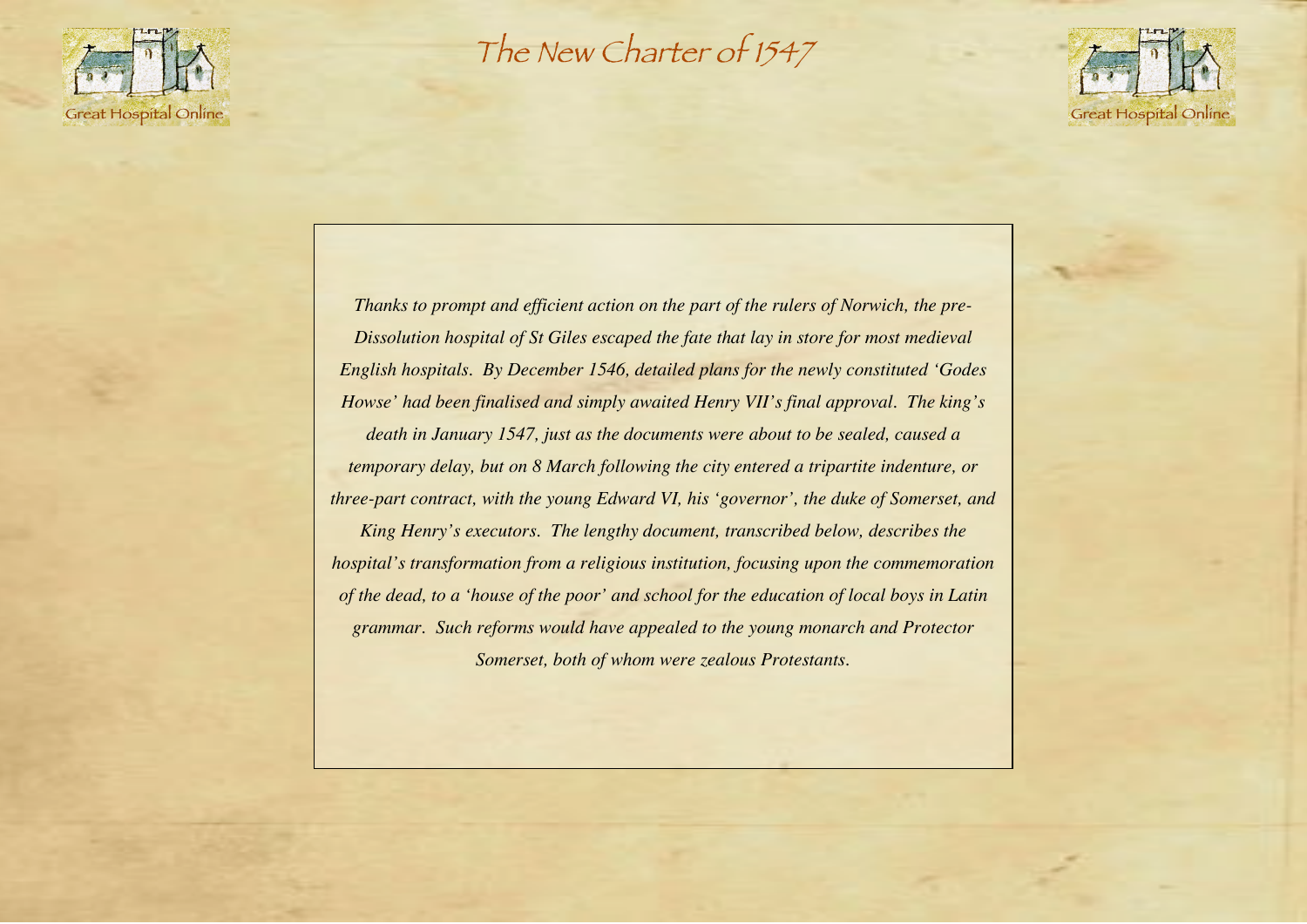# The New Charter of 1547

*Thanks to prompt and efficient action on the part of the rulers of Norwich, the pre-Dissolution hospital of St Giles escaped the fate that lay in store for most medieval English hospitals. By December 1546, detailed plans for the newly constituted 'Godes Howse' had been finalised and simply awaited Henry VII's final approval. The king's death in January 1547, just as the documents were about to be sealed, caused a temporary delay, but on 8 March following the city entered a tripartite indenture, or three-part contract, with the young Edward VI, his 'governor', the duke of Somerset, and King Henry's executors. The lengthy document, transcribed below, describes the hospital's transformation from a religious institution, focusing upon the commemoration of the dead, to a 'house of the poor' and school for the education of local boys in Latin grammar. Such reforms would have appealed to the young monarch and Protector Somerset, both of whom were zealous Protestants.*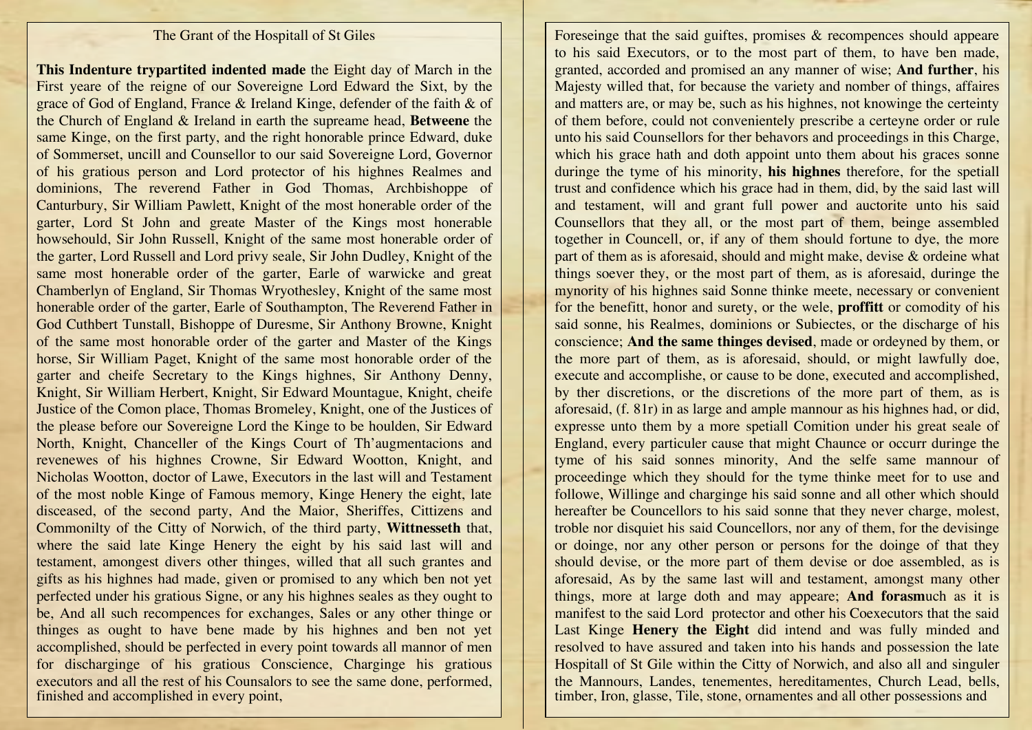## The Grant of the Hospitall of St Giles

**This Indenture trypartited indented made** the Eight day of March in the First yeare of the reigne of our Sovereigne Lord Edward the Sixt, by the grace of God of England, France & Ireland Kinge, defender of the faith & of the Church of England & Ireland in earth the supreame head, **Betweene** the same Kinge, on the first party, and the right honorable prince Edward, duke of Sommerset, uncill and Counsellor to our said Sovereigne Lord, Governor of his gratious person and Lord protector of his highnes Realmes and dominions, The reverend Father in God Thomas, Archbishoppe of Canturbury, Sir William Pawlett, Knight of the most honerable order of the garter, Lord St John and greate Master of the Kings most honerable howsehould, Sir John Russell, Knight of the same most honerable order of the garter, Lord Russell and Lord privy seale, Sir John Dudley, Knight of the same most honerable order of the garter, Earle of warwicke and great Chamberlyn of England, Sir Thomas Wryothesley, Knight of the same most honerable order of the garter, Earle of Southampton, The Reverend Father in God Cuthbert Tunstall, Bishoppe of Duresme, Sir Anthony Browne, Knight of the same most honorable order of the garter and Master of the Kings horse, Sir William Paget, Knight of the same most honorable order of the garter and cheife Secretary to the Kings highnes, Sir Anthony Denny, Knight, Sir William Herbert, Knight, Sir Edward Mountague, Knight, cheife Justice of the Comon place, Thomas Bromeley, Knight, one of the Justices of the please before our Sovereigne Lord the Kinge to be houlden, Sir Edward North, Knight, Chanceller of the Kings Court of Th'augmentacions and revenewes of his highnes Crowne, Sir Edward Wootton, Knight, and Nicholas Wootton, doctor of Lawe, Executors in the last will and Testament of the most noble Kinge of Famous memory, Kinge Henery the eight, late disceased, of the second party, And the Maior, Sheriffes, Cittizens and Commonilty of the City of Norwich, of the third party, **Wittnesseth** that, where the said late Kinge Henery the eight by his said last will and testament, amongest divers other thinges, willed that all such grantes and gifts as his highnes had made, given or promised to any which ben not yet perfected under his gratious Signe, or any his highnes seales as they ought to be, And all such recompences for exchanges, Sales or any other thinge or thinges as ought to have bene made by his highnes and ben not yet accomplished, should be perfected in every point towards all mannor of men for discharginge of his gratious Conscience, Charginge his gratious executors and all the rest of his Counsalors to see the same done, performed, finished and accomplished in every point, Foreseinge that the said guiftes, promises & recompences should appeare to his said Executors, or to the most part of them, to have ben made, granted, accorded and promised an any manner of wise; **And further**, his Majesty willed that, for because the variety and nomber of things, affaires and matters are, or may be, such as his highnes, not knowinge the certeinty of them before, could not conveniently prescribe a certeyne order or rule unto his said Counsellors for ther behavors and proceedings in this Charge, which his grace hath and doth appoint unto them about his graces sonne duringe the tyme of his minority, **his highnes** therefore, for the spetiall trust and confidence which his grace had in them, did, by the said last will and testament, will and grant full power and auctorite unto his said Counsellors that they all, or the most part of them, beinge assembled together in Councell, or, if any of them should fortune to dye, the more part of them as is aforesaid, should and might make, devise & ordeine what things soever they, or the most part of them, as is aforesaid, duringe the mynority of his highnes said Sonne thinke meete, necessary or convenient for the benefitt, honor and surety, or the wele, **proffitt** or comodity of his said sonne, his Realmes, dominions or Subiectes, or the discharge of his conscience; **And the same thinges devised**, made or ordeyned by them, or the more part of them, as is aforesaid, should, or might lawfully doe, execute and accomplishe, or cause to be done, executed and accomplished, by ther discretions, or the discretions of the more part of them, as is aforesaid, (f. 81r) in as large and ample mannour as his highnes had, or did, expresse unto them by a more spetiall Comition under his great seale of England, every particuler cause that might Chaunce or occurr duringe the tyme of his said sonnes minority, And the selfe same mannour of proceedinge which they should for the tyme thinke meet for to use and followe, Willinge and charginge his said sonne and all other which should hereafter be Councellors to his said sonne that they never charge, molest, troble nor disquiet his said Councellors, nor any of them, for the devisinge or doinge, nor any other person or persons for the doinge of that they should devise, or the more part of them devise or doe assembled, as is aforesaid, As by the same last will and testament, amongst many other things, more at large doth and may appeare; **And forasm**uch as it is manifest to the said Lord protector and other his Coexecutors that the said Last Kinge **Henery the Eight** did intend and was fully minded and resolved to have assured and taken into his hands and possession the late Hospitall of St Gile within the City of Norwich, and also all and singuler the Mannours, Landes, tenementes, hereditamentes, Church Lead, bells, timber, Iron, glasse, Tile, stone, ornamentes and all other possessions and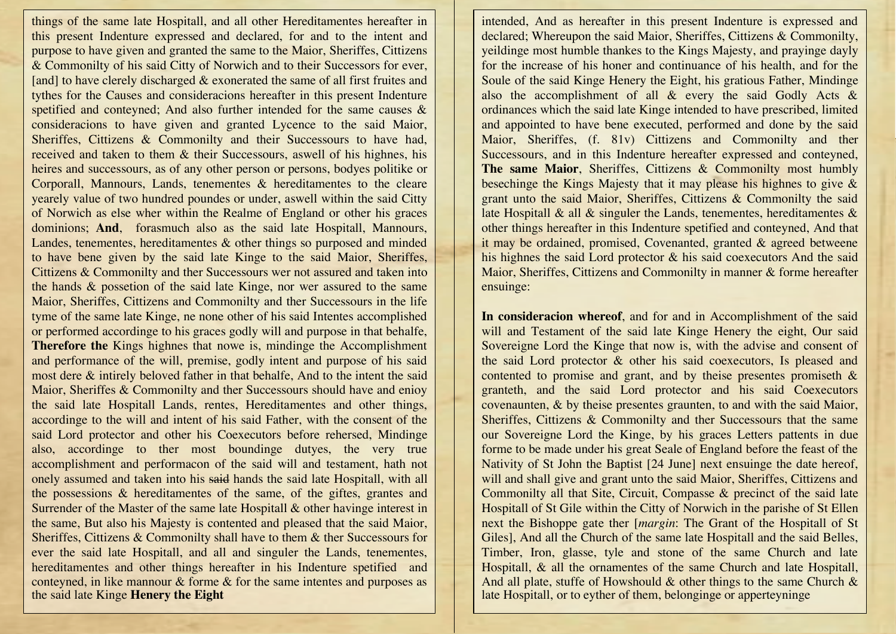things of the same late Hospitall, and all other Hereditamentes hereafter in this present Indenture expressed and declared, for and to the intent and purpose to have given and granted the same to the Maior, Sheriffes, Cittizens & Commonilty of his said City of Norwich and to their Successors for ever, [and] to have clerely discharged & exonerated the same of all first fruites and tythes for the Causes and consideracions hereafter in this present Indenture spetified and conteyned; And also further intended for the same causes & consideracions to have given and granted Lycence to the said Maior, Sheriffes, Cittizens & Commonilty and their Successours to have had, received and taken to them & their Successours, aswell of his highnes, his heires and successours, as of any other person or persons, bodyes politike or Corporall, Mannours, Lands, tenementes & hereditamentes to the cleare yearely value of two hundred poundes or under, aswell within the said Citty of Norwich as else wher within the Realme of England or other his graces dominions; **And**, forasmuch also as the said late Hospitall, Mannours, Landes, tenementes, hereditamentes & other things so purposed and minded to have bene given by the said late Kinge to the said Maior, Sheriffes, Cittizens & Commonilty and ther Successours wer not assured and taken into the hands & possetion of the said late Kinge, nor wer assured to the same Maior, Sheriffes, Cittizens and Commonilty and ther Successours in the life tyme of the same late Kinge, ne none other of his said Intentes accomplished or performed accordinge to his graces godly will and purpose in that behalfe, **Therefore the** Kings highnes that nowe is, mindinge the Accomplishment and performance of the will, premise, godly intent and purpose of his said most dere & intirely beloved father in that behalfe, And to the intent the said Maior, Sheriffes & Commonilty and ther Successours should have and enioy the said late Hospitall Lands, rentes, Hereditamentes and other things, accordinge to the will and intent of his said Father, with the consent of the said Lord protector and other his Coexecutors before rehersed, Mindinge also, accordinge to ther most boundinge dutyes, the very true accomplishment and performacon of the said will and testament, hath not onely assumed and taken into his ~~said~~ hands the said late Hospitall, with all the possessions & hereditamentes of the same, of the giftes, grantes and Surrender of the Master of the same late Hospitall & other havinge interest in the same, But also his Majesty is contented and pleased that the said Maior, Sheriffes, Cittizens & Commonilty shall have to them & ther Successours for ever the said late Hospitall, and all and singuler the Lands, tenementes, hereditamentes and other things hereafter in his Indenture spetified and conteyned, in like mannour & forme & for the same intentes and purposes as the said late Kinge **Henery the Eight** intended, And as hereafter in this present Indenture is expressed and declared; Whereupon the said Maior, Sheriffes, Cittizens & Commonilty, yeildinge most humble thankes to the Kings Majesty, and prayinge dayly for the increase of his honer and continuance of his health, and for the Soule of the said Kinge Henery the Eight, his gratious Father, Mindinge also the accomplishment of all & every the said Godly Acts & ordinances which the said late Kinge intended to have prescribed, limited and appointed to have bene executed, performed and done by the said Maior, Sheriffes, (f. 81v) Cittizens and Commonilty and ther Successours, and in this Indenture hereafter expressed and conteyned, **The same Maior**, Sheriffes, Cittizens & Commonilty most humbly bechinge the Kings Majesty that it may please his highnes to give & grant unto the said Maior, Sheriffes, Cittizens & Commonilty the said late Hospitall & all & singuler the Lands, tenementes, hereditamentes & other things hereafter in this Indenture spetified and conteyned, And that it may be ordained, promised, Covenanted, granted & agreed betweene his highnes the said Lord protector & his said coexecutors And the said Maior, Sheriffes, Cittizens and Commonilty in manner & forme hereafter ensuinge:

**In consideracion whereof**, and for and in Accomplishment of the said will and Testament of the said late Kinge Henery the eight, Our said Sovereigne Lord the Kinge that now is, with the advise and consent of the said Lord protector & other his said coexecutors, Is pleased and contented to promise and grant, and by theise presentes promiseth & granteth, and the said Lord protector and his said Coexecutors covenaunten, & by theise presentes graunten, to and with the said Maior, Sheriffes, Cittizens & Commonilty and ther Successours that the same our Sovereigne Lord the Kinge, by his graces Letters pattents in due forme to be made under his great Seale of England before the feast of the Nativity of St John the Baptist [24 June] next ensuinge the date hereof, will and shall give and grant unto the said Maior, Sheriffes, Cittizens and Commonilty all that Site, Circuit, Compasse & precinct of the said late Hospitall of St Gile within the Citty of Norwich in the parishe of St Ellen next the Bishoppe gate ther [*margin*: The Grant of the Hospitall of St Giles], And all the Church of the same late Hospitall and the said Belles, Timber, Iron, glasse, tyle and stone of the same Church and late Hospitall, & all the ornamentes of the same Church and late Hospitall, And all plate, stuffe of Howshould & other things to the same Church & late Hospitall, or to eyther of them, belonginge or apperteyninge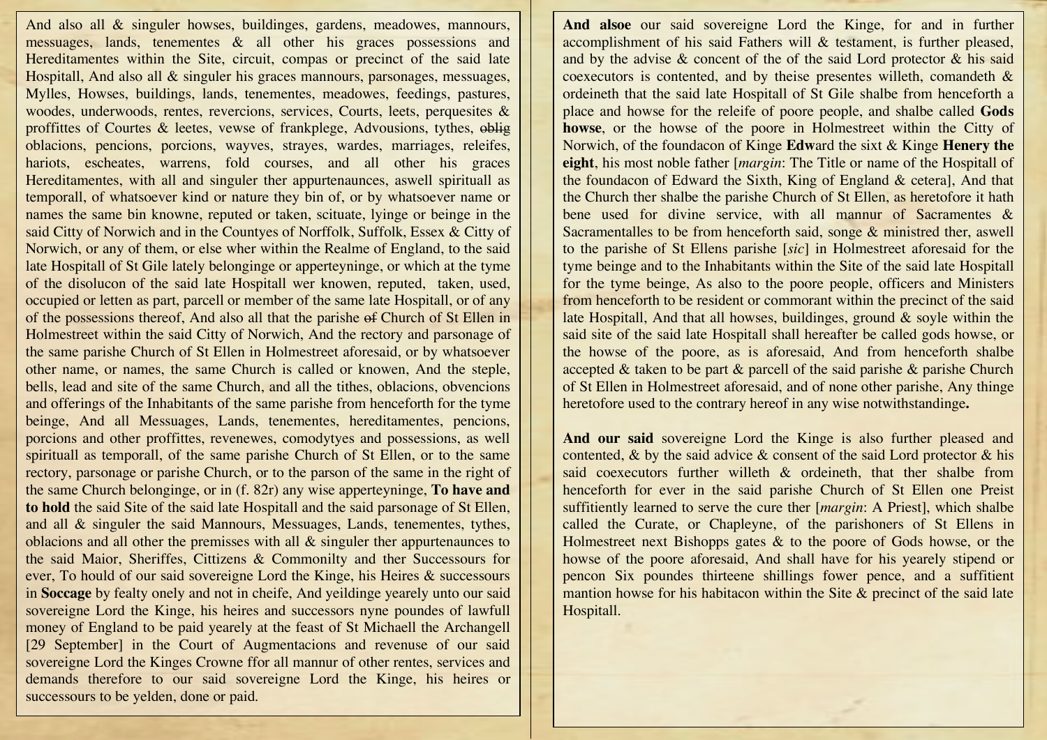And also all & singuler howses, buildinges, gardens, meadowes, mannours, messuages, lands, tenementes & all other his graces possessions and Hereditamentes within the Site, circuit, compas or precinct of the said late Hospitall, And also all & singuler his graces mannours, parsonages, messuages, Mylles, Howses, buildings, lands, tenementes, meadowes, feedings, pastures, woodes, underwoods, rentes, revercions, services, Courts, leets, perquesites & proffittes of Courtes & leetes, vewse of frankplege, Advousions, tythes, ~~oblig~~ oblacions, pencions, porcions, wayves, strayes, wardes, marriages, releifes, hariots, escheates, warrens, fold courses, and all other his graces Hereditamentes, with all and singuler ther appurtenaunces, aswell spirituall as temporall, of whatsoever kind or nature they bin of, or by whatsoever name or names the same bin knowne, reputed or taken, scituate, lyinge or beinge in the said Citty of Norwich and in the Countyes of Norffolk, Suffolk, Essex & Citty of Norwich, or any of them, or else wher within the Realme of England, to the said late Hospitall of St Gile lately belonginge or apperteyninge, or which at the tyme of the disolucon of the said late Hospitall wer knowen, reputed, taken, used, occupied or letten as part, parcell or member of the same late Hospitall, or of any of the possessions thereof, And also all that the parishe ~~of~~ Church of St Ellen in Holmestreet within the said Citty of Norwich, And the rectory and parsonage of the same parishe Church of St Ellen in Holmestreet aforesaid, or by whatsoever other name, or names, the same Church is called or knowen, And the steple, bells, lead and site of the same Church, and all the tithes, oblacions, obvencions and offerings of the Inhabitants of the same parishe from henceforth for the tyme beinge, And all Messuages, Lands, tenementes, hereditamentes, pencions, porcions and other proffittes, revenewes, comodytyes and possessions, as well spirituall as temporall, of the same parishe Church of St Ellen, or to the same rectory, parsonage or parishe Church, or to the parson of the same in the right of the same Church belonginge, or in (f. 82r) any wise apperteyninge, **To have and to hold** the said Site of the said late Hospitall and the said parsonage of St Ellen, and all & singuler the said Mannours, Messuages, Lands, tenementes, tythes, oblacions and all other the premisses with all & singuler ther appurtenaunces to the said Maior, Sheriffes, Cittizens & Commonilty and ther Successours for ever, To hould of our said sovereigne Lord the Kinge, his Heires & successours in **Soccage** by fealty onely and not in cheife, And yeildinge yearely unto our said sovereigne Lord the Kinge, his heires and successors nyne poundes of lawfull money of England to be paid yearely at the feast of St Michaell the Archangell [29 September] in the Court of Augmentacions and revenuse of our said sovereigne Lord the Kinges Crowne ffor all mannur of other rentes, services and demands therefore to our said sovereigne Lord the Kinge, his heires or successours to be yelden, done or paid.

**And alsoe** our said sovereigne Lord the Kinge, for and in further accomplishment of his said Fathers will & testament, is further pleased, and by the advise & concent of the of the said Lord protector & his said coexecutors is contented, and by theise presentes willeth, comandeth & ordeineth that the said late Hospitall of St Gile shalbe from henceforth a place and howse for the releife of poore people, and shalbe called **Gods howse**, or the howse of the poore in Holmestreet within the City of Norwich, of the foundacon of Kinge **Edw**ard the sixt & Kinge **Henery the eight**, his most noble father [*margin*: The Title or name of the Hospitall of the foundacon of Edward the Sixth, King of England & cetera], And that the Church ther shalbe the parishe Church of St Ellen, as heretofore it hath bene used for divine service, with all mannur of Sacramentes & Sacramentalles to be from henceforth said, songe & ministred ther, aswell to the parishe of St Ellens parishe [*sic*] in Holmestreet aforesaid for the tyme beinge and to the Inhabitants within the Site of the said late Hospitall for the tyme beinge, As also to the poore people, officers and Ministers from henceforth to be resident or commorant within the precinct of the said late Hospitall, And that all howses, buildinges, ground & soyle within the said site of the said late Hospitall shall hereafter be called gods howse, or the howse of the poore, as is aforesaid, And from henceforth shalbe accepted & taken to be part & parcell of the said parishe & parishe Church of St Ellen in Holmestreet aforesaid, and of none other parishe, Any thinge heretofore used to the contrary hereof in any wise notwithstandinge**.**

**And our said** sovereigne Lord the Kinge is also further pleased and contented, & by the said advice & consent of the said Lord protector & his said coexecutors further willeth & ordeineth, that ther shalbe from henceforth for ever in the said parishe Church of St Ellen one Preist suffitiently learned to serve the cure ther [*margin*: A Priest], which shalbe called the Curate, or Chapleyne, of the parishoners of St Ellens in Holmestreet next Bishopps gates & to the poore of Gods howse, or the howse of the poore aforesaid, And shall have for his yearely stipend or pencon Six poundes thirteene shillings fower pence, and a suffitient mantion howse for his habitacon within the Site & precinct of the said late Hospitall.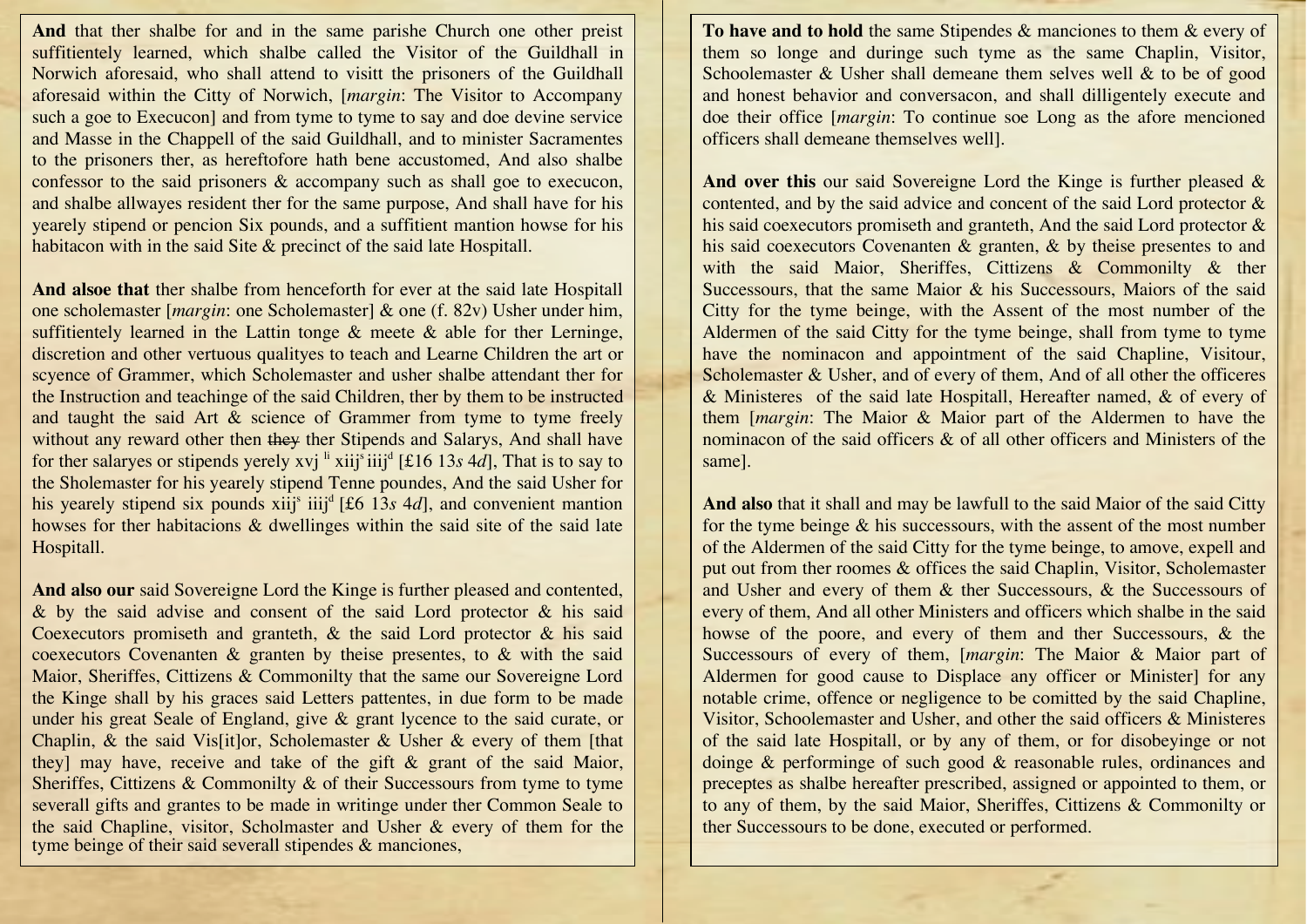**And** that ther shalbe for and in the same parishe Church one other preist suffitientely learned, which shalbe called the Visitor of the Guildhall in Norwich aforesaid, who shall attend to visitt the prisoners of the Guildhall aforesaid within the Citty of Norwich, [*margin*: The Visitor to Accompany such a goe to Execucon] and from tyme to tyme to say and doe devine service and Masse in the Chappell of the said Guildhall, and to minister Sacramentes to the prisoners ther, as hereftofore hath bene accustomed, And also shalbe confessor to the said prisoners & accompany such as shall goe to execucon, and shalbe allwayes resident ther for the same purpose, And shall have for his yearely stipend or pencion Six pounds, and a suffitient mantion howse for his habitacon with in the said Site & precinct of the said late Hospitall.

**And alsoe that** ther shalbe from henceforth for ever at the said late Hospitall one scholemaster [*margin*: one Scholemaster] & one (f. 82v) Usher under him, suffitientely learned in the Lattin tonge & meete & able for ther Lerninge, discretion and other vertuous qualityes to teach and Learne Children the art or scyence of Grammer, which Scholemaster and usher shalbe attendant ther for the Instruction and teachinge of the said Children, ther by them to be instructed and taught the said Art & science of Grammer from tyme to tyme freely without any reward other then ~~they~~ ther Stipends and Salarys, And shall have for ther salaryes or stipends yerely xvj [li] xiij[s] iiij[d] [£16 13*s* 4*d*], That is to say to the Sholemaster for his yearely stipend Tenne poundes, And the said Usher for his yearely stipend six pounds xiij[s] iiij[d] [£6 13*s* 4*d*], and convenient mantion howses for ther habitacions & dwellinges within the said site of the said late Hospitall.

**And also our** said Sovereigne Lord the Kinge is further pleased and contented, & by the said advise and consent of the said Lord protector & his said Coexecutors promiseth and granteth, & the said Lord protector & his said coexecutors Covenanten & granten by theise presentes, to & with the said Maior, Sheriffes, Cittizens & Commonilty that the same our Sovereigne Lord the Kinge shall by his graces said Letters pattentes, in due form to be made under his great Seale of England, give & grant lycence to the said curate, or Chaplin, & the said Vis[it]or, Scholemaster & Usher & every of them [that they] may have, receive and take of the gift & grant of the said Maior, Sheriffes, Cittizens & Commonilty & of their Successours from tyme to tyme severall gifts and grantes to be made in writinge under ther Common Seale to the said Chapline, visitor, Scholmaster and Usher & every of them for the tyme beinge of their said severall stipendes & manciones,

**To have and to hold** the same Stipendes & manciones to them & every of them so longe and duringe such tyme as the same Chaplin, Visitor, Schoolemaster & Usher shall demeane them selves well & to be of good and honest behavior and conversacon, and shall dilligentely execute and doe their office [*margin*: To continue soe Long as the afore mencioned officers shall demeane themselves well].

**And over this** our said Sovereigne Lord the Kinge is further pleased & contented, and by the said advice and concent of the said Lord protector & his said coexecutors promiseth and granteth, And the said Lord protector & his said coexecutors Covenanten & granten, & by theise presentes to and with the said Maior, Sheriffes, Cittizens & Commonilty & ther Successours, that the same Maior & his Successours, Maiors of the said Citty for the tyme beinge, with the Assent of the most number of the Aldermen of the said Citty for the tyme beinge, shall from tyme to tyme have the nominacon and appointment of the said Chapline, Visitour, Scholemaster & Usher, and of every of them, And of all other the officeres & Ministeres of the said late Hospitall, Hereafter named, & of every of them [*margin*: The Maior & Maior part of the Aldermen to have the nominacon of the said officers & of all other officers and Ministers of the same].

**And also** that it shall and may be lawfull to the said Maior of the said Citty for the tyme beinge & his successours, with the assent of the most number of the Aldermen of the said Citty for the tyme beinge, to amove, expell and put out from ther roomes & offices the said Chaplin, Visitor, Scholemaster and Usher and every of them & ther Successours, & the Successours of every of them, And all other Ministers and officers which shalbe in the said howse of the poore, and every of them and ther Successours, & the Successours of every of them, [*margin*: The Maior & Maior part of Aldermen for good cause to Displace any officer or Minister] for any notable crime, offence or negligence to be comitted by the said Chapline, Visitor, Schoolemaster and Usher, and other the said officers & Ministeres of the said late Hospitall, or by any of them, or for disobeyinge or not doinge & performinge of such good & reasonable rules, ordinances and preceptes as shalbe hereafter prescribed, assigned or appointed to them, or to any of them, by the said Maior, Sheriffes, Cittizens & Commonilty or ther Successours to be done, executed or performed.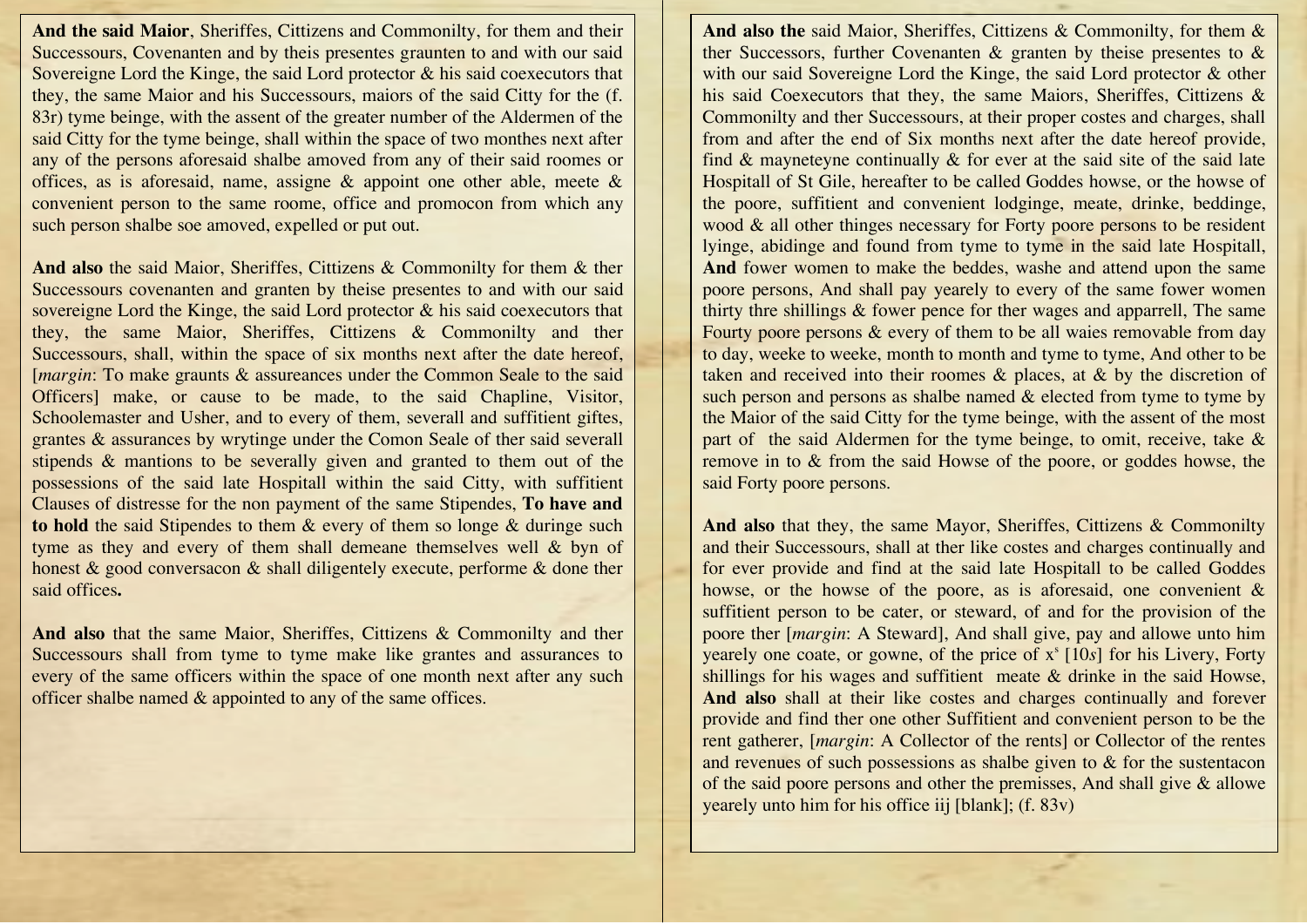**And the said Maior**, Sheriffes, Cittizens and Commonilty, for them and their Successours, Covenanten and by theis presentes graunten to and with our said Sovereigne Lord the Kinge, the said Lord protector & his said coexecutors that they, the same Maior and his Successours, maiors of the said Citty for the (f. 83r) tyme beinge, with the assent of the greater number of the Aldermen of the said Citty for the tyme beinge, shall within the space of two monthes next after any of the persons aforesaid shalbe amoved from any of their said roomes or offices, as is aforesaid, name, assigne & appoint one other able, meete & convenient person to the same roome, office and promocon from which any such person shalbe soe amoved, expelled or put out.

**And also** the said Maior, Sheriffes, Cittizens & Commonilty for them & ther Successours covenanten and granten by theise presentes to and with our said sovereigne Lord the Kinge, the said Lord protector & his said coexecutors that they, the same Maior, Sheriffes, Cittizens & Commonilty and ther Successours, shall, within the space of six months next after the date hereof, [*margin*: To make graunts & assureances under the Common Seale to the said Officers] make, or cause to be made, to the said Chapline, Visitor, Schoolemaster and Usher, and to every of them, severall and suffitient giftes, grantes & assurances by wrytinge under the Comon Seale of ther said severall stipends & mantions to be severally given and granted to them out of the possessions of the said late Hospitall within the said Citty, with suffitient Clauses of distresse for the non payment of the same Stipendes, **To have and to hold** the said Stipendes to them & every of them so longe & duringe such tyme as they and every of them shall demeane themselves well & byn of honest & good conversacon & shall diligentely execute, performe & done ther said offices**.**

**And also** that the same Maior, Sheriffes, Cittizens & Commonilty and ther Successours shall from tyme to tyme make like grantes and assurances to every of the same officers within the space of one month next after any such officer shalbe named & appointed to any of the same offices.

**And also the** said Maior, Sheriffes, Cittizens & Commonilty, for them & ther Successours, further Covenanten & granten by theise presentes to & with our said Sovereigne Lord the Kinge, the said Lord protector & other his said Coexecutors that they, the same Maiors, Sheriffes, Cittizens & Commonilty and ther Successours, at their proper costes and charges, shall from and after the end of Six months next after the date hereof provide, find & mayneteyne continually & for ever at the said site of the said late Hospitall of St Gile, hereafter to be called Goddes howse, or the howse of the poore, suffitient and convenient lodginge, meate, drinke, beddinge, wood & all other thinges necessary for Forty poore persons to be resident lyinge, abidinge and found from tyme to tyme in the said late Hospitall, **And** fower women to make the beddes, washe and attend upon the same poore persons, And shall pay yearely to every of the same fower women thirty thre shillings & fower pence for ther wages and apparrell, The same Fourty poore persons & every of them to be all waies removable from day to day, weeke to weeke, month to month and tyme to tyme, And other to be taken and received into their roomes & places, at & by the discretion of such person and persons as shalbe named & elected from tyme to tyme by the Maior of the said Citty for the tyme beinge, with the assent of the most part of the said Aldermen for the tyme beinge, to omit, receive, take & remove in to & from the said Howse of the poore, or goddes howse, the said Forty poore persons.

**And also** that they, the same Mayor, Sheriffes, Cittizens & Commonilty and their Successours, shall at ther like costes and charges continually and for ever provide and find at the said late Hospitall to be called Goddes howse, or the howse of the poore, as is aforesaid, one convenient & suffitient person to be cater, or steward, of and for the provision of the poore ther [*margin*: A Steward], And shall give, pay and allowe unto him yearely one coate, or gowne, of the price of x[s] [10*s*] for his Livery, Forty shillings for his wages and suffitient meate & drinke in the said Howse, **And also** shall at their like costes and charges continually and forever provide and find ther one other Suffitient and convenient person to be the rent gatherer, [*margin*: A Collector of the rents] or Collector of the rentes and revenues of such possessions as shalbe given to & for the sustentacon of the said poore persons and other the premisses, And shall give & allowe yearely unto him for his office iij [blank]; (f. 83v)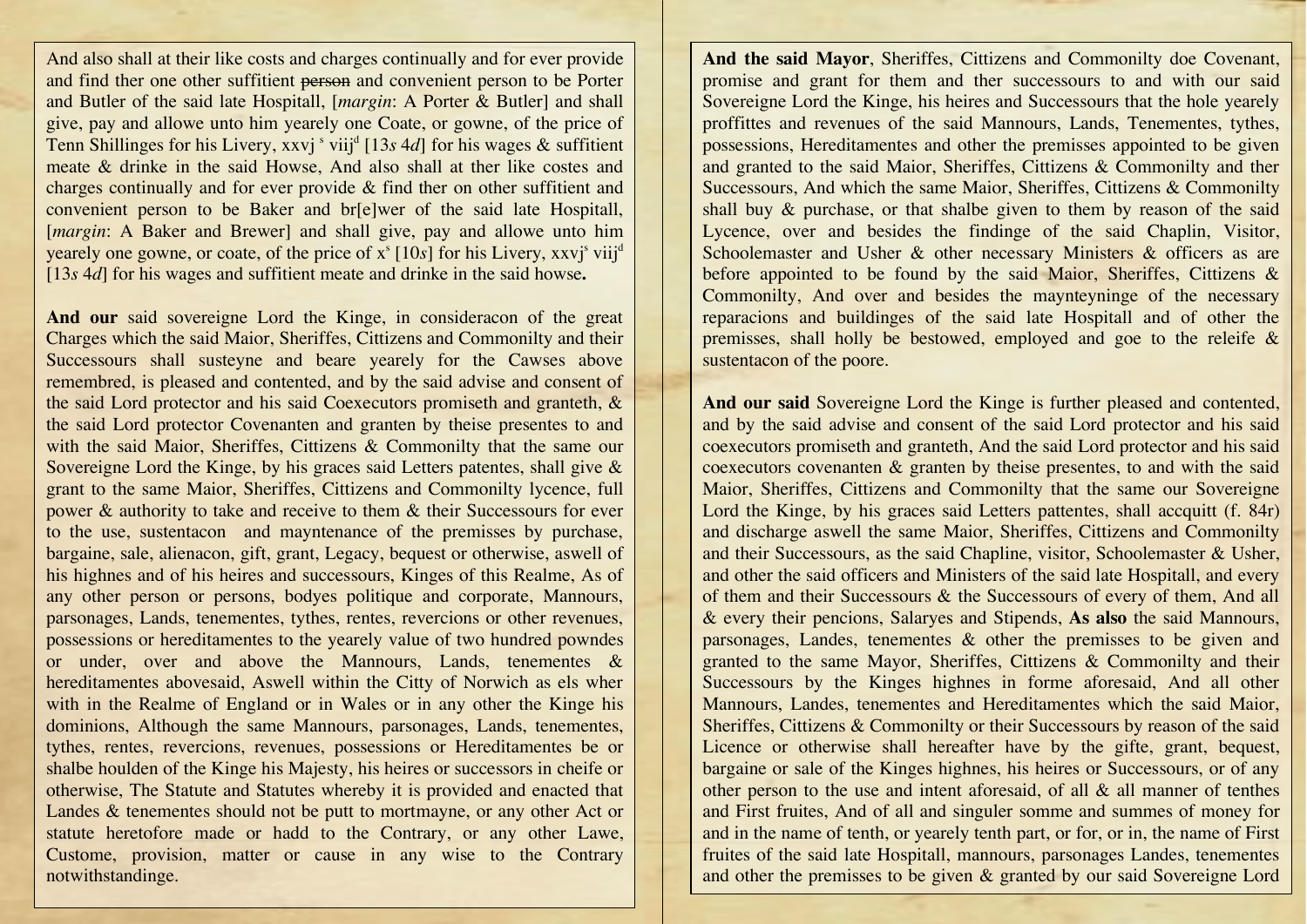And also shall at their like costs and charges continually and for ever provide and find ther one other suffitient ~~person~~ and convenient person to be Porter and Butler of the said late Hospitall, [*margin*: A Porter & Butler] and shall give, pay and allowe unto him yearely one Coate, or gowne, of the price of Tenn Shillinges for his Livery, xxvj $^{s}$ viij$^{d}$ [13*s* 4*d*] for his wages & suffitient meate & drinke in the said Howse, And also shall at ther like costes and charges continually and for ever provide & find ther on other suffitient and convenient person to be Baker and br[e]wer of the said late Hospitall, [*margin*: A Baker and Brewer] and shall give, pay and allowe unto him yearely one gowne, or coate, of the price of x$^{s}$ [10*s*] for his Livery, xxvj$^{s}$ viij$^{d}$ [13*s* 4*d*] for his wages and suffitient meate and drinke in the said howse**.**

**And our** said sovereigne Lord the Kinge, in consideracon of the great Charges which the said Maior, Sheriffes, Cittizens and Commonilty and their Successours shall susteyne and beare yearely for the Cawses above remembred, is pleased and contented, and by the said advise and consent of the said Lord protector and his said Coexecutors promiseth and granteth, & the said Lord protector Covenanten and granten by theise presentes to and with the said Maior, Sheriffes, Cittizens & Commonilty that the same our Sovereigne Lord the Kinge, by his graces said Letters patentes, shall give & grant to the same Maior, Sheriffes, Cittizens and Commonilty lycence, full power & authority to take and receive to them & their Successours for ever to the use, sustentacon and mayntenance of the premisses by purchase, bargaine, sale, alienacon, gift, grant, Legacy, bequest or otherwise, aswell of his highnes and of his heires and successours, Kinges of this Realme, As of any other person or persons, bodyes politique and corporate, Mannours, parsonages, Lands, tenementes, tythes, rentes, revercions or other revenues, possessions or hereditamentes to the yearely value of two hundred powndes or under, over and above the Mannours, Lands, tenementes & hereditamentes abovesaid, Aswell within the Citty of Norwich as els wher with in the Realme of England or in Wales or in any other the Kinge his dominions, Although the same Mannours, parsonages, Lands, tenementes, tythes, rentes, revercions, revenues, possessions or Hereditamentes be or shalbe houlden of the Kinge his Majesty, his heires or successors in cheife or otherwise, The Statute and Statutes whereby it is provided and enacted that Landes & tenementes should not be putt to mortmayne, or any other Act or statute heretofore made or hadd to the Contrary, or any other Lawe, Custome, provision, matter or cause in any wise to the Contrary notwithstandinge.

**And the said Mayor**, Sheriffes, Cittizens and Commonilty doe Covenant, promise and grant for them and ther successours to and with our said Sovereigne Lord the Kinge, his heires and Successours that the hole yearely proffittes and revenues of the said Mannours, Lands, Tenementes, tythes, possessions, Hereditamentes and other the premisses appointed to be given and granted to the said Maior, Sheriffes, Cittizens & Commonilty and ther Successours, And which the same Maior, Sheriffes, Cittizens & Commonilty shall buy & purchase, or that shalbe given to them by reason of the said Lycence, over and besides the findinge of the said Chaplin, Visitor, Schoolemaster and Usher & other necessary Ministers & officers as are before appointed to be found by the said Maior, Sheriffes, Cittizens & Commonilty, And over and besides the maynteyninge of the necessary reparacions and buildinges of the said late Hospitall and of other the premisses, shall holly be bestowed, employed and goe to the releife & sustentacon of the poore.

**And our said** Sovereigne Lord the Kinge is further pleased and contented, and by the said advise and consent of the said Lord protector and his said coexecutors promiseth and granteth, And the said Lord protector and his said coexecutors covenanten & granten by theise presentes, to and with the said Maior, Sheriffes, Cittizens and Commonilty that the same our Sovereigne Lord the Kinge, by his graces said Letters pattentes, shall accquitt (f. 84r) and discharge aswell the same Maior, Sheriffes, Cittizens and Commonilty and their Successours, as the said Chapline, visitor, Schoolemaster & Usher, and other the said officers and Ministers of the said late Hospitall, and every of them and their Successours & the Successours of every of them, And all & every their pencions, Salaryes and Stipends, **As also** the said Mannours, parsonages, Landes, tenementes & other the premisses to be given and granted to the same Mayor, Sheriffes, Cittizens & Commonilty and their Successours by the Kinges highnes in forme aforesaid, And all other Mannours, Landes, tenementes and Hereditamentes which the said Maior, Sheriffes, Cittizens & Commonilty or their Successours by reason of the said Licence or otherwise shall hereafter have by the gifte, grant, bequest, bargaine or sale of the Kinges highnes, his heires or Successours, or of any other person to the use and intent aforesaid, of all & all manner of tenthes and First fruites, And of all and singuler somme and summes of money for and in the name of tenth, or yearely tenth part, or for, or in, the name of First fruites of the said late Hospitall, mannours, parsonages Landes, tenementes and other the premisses to be given & granted by our said Sovereigne Lord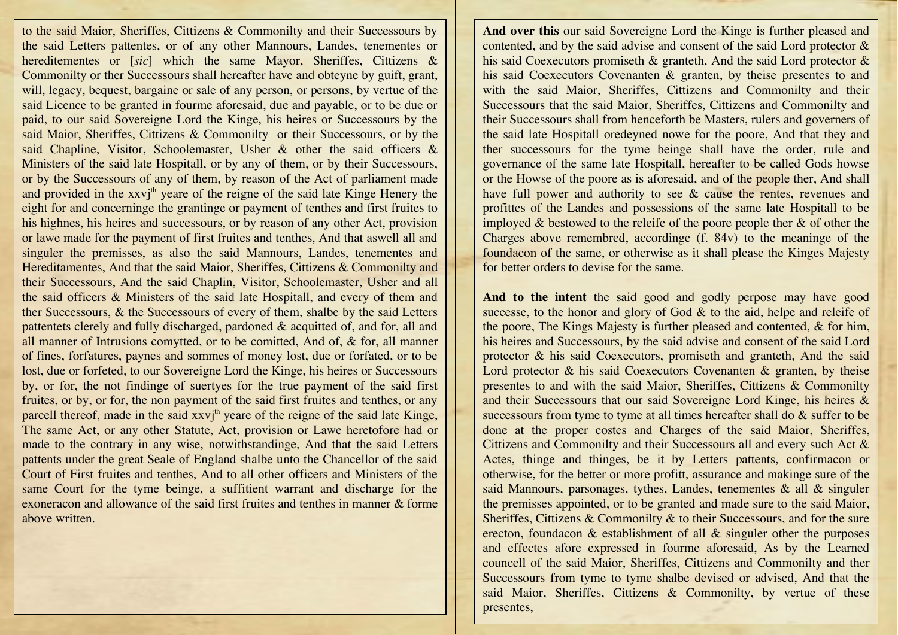to the said Maior, Sheriffes, Cittizens & Commonilty and their Successours by the said Letters pattentes, or of any other Mannours, Landes, tenementes or hereditementes or [*sic*] which the same Mayor, Sheriffes, Cittizens & Commonilty or ther Successours shall hereafter have and obteyne by guift, grant, will, legacy, bequest, bargaine or sale of any person, or persons, by vertue of the said Licence to be granted in fourme aforesaid, due and payable, or to be due or paid, to our said Sovereigne Lord the Kinge, his heires or Successours by the said Maior, Sheriffes, Cittizens & Commonilty or their Successours, or by the said Chapline, Visitor, Schoolemaster, Usher & other the said officers & Ministers of the said late Hospitall, or by any of them, or by their Successours, or by the Successours of any of them, by reason of the Act of parliament made and provided in the xxvj[th] yeare of the reigne of the said late Kinge Henery the eight for and concerninge the grantinge or payment of tenthes and first fruites to his highnes, his heires and successours, or by reason of any other Act, provision or lawe made for the payment of first fruites and tenthes, And that aswell all and singuler the premisses, as also the said Mannours, Landes, tenementes and Hereditamentes, And that the said Maior, Sheriffes, Cittizens & Commonilty and their Successours, And the said Chaplin, Visitor, Schoolemaster, Usher and all the said officers & Ministers of the said late Hospitall, and every of them and ther Successours, & the Successours of every of them, shalbe by the said Letters pattentets clerely and fully discharged, pardoned & acquitted of, and for, all and all manner of Intrusions comytted, or to be comitted, And of, & for, all manner of fines, forfatures, paynes and sommes of money lost, due or forfated, or to be lost, due or forfeted, to our Sovereigne Lord the Kinge, his heires or Successours by, or for, the not findinge of suertyes for the true payment of the said first fruites, or by, or for, the non payment of the said first fruites and tenthes, or any parcell thereof, made in the said xxvj[th] yeare of the reigne of the said late Kinge, The same Act, or any other Statute, Act, provision or Lawe heretofore had or made to the contrary in any wise, notwithstandinge, And that the said Letters pattents under the great Seale of England shalbe unto the Chancellor of the said Court of First fruites and tenthes, And to all other officers and Ministers of the same Court for the tyme beinge, a suffitient warrant and discharge for the exoneracon and allowance of the said first fruites and tenthes in manner & forme above written.

**And over this** our said Sovereigne Lord the Kinge is further pleased and contented, and by the said advise and consent of the said Lord protector & his said Coexecutors promiseth & granteth, And the said Lord protector & his said Coexecutors Covenanten & granten, by theise presentes to and with the said Maior, Sheriffes, Cittizens and Commonilty and their Successours that the said Maior, Sheriffes, Cittizens and Commonilty and their Successours shall from henceforth be Masters, rulers and governers of the said late Hospitall oredeyned nowe for the poore, And that they and ther successours for the tyme beinge shall have the order, rule and governance of the same late Hospitall, hereafter to be called Gods howse or the Howse of the poore as is aforesaid, and of the people ther, And shall have full power and authority to see & cause the rentes, revenues and profittes of the Landes and possessions of the same late Hospitall to be imployed & bestowed to the releife of the poore people ther & of other the Charges above remembred, accordinge (f. 84v) to the meaninge of the foundacon of the same, or otherwise as it shall please the Kinges Majesty for better orders to devise for the same.

**And to the intent** the said good and godly perpose may have good successe, to the honor and glory of God & to the aid, helpe and releife of the poore, The Kings Majesty is further pleased and contented, & for him, his heires and Successours, by the said advise and consent of the said Lord protector & his said Coexecutors, promiseth and granteth, And the said Lord protector & his said Coexecutors Covenanten & granten, by theise presentes to and with the said Maior, Sheriffes, Cittizens & Commonilty and their Successours that our said Sovereigne Lord Kinge, his heires & successours from tyme to tyme at all times hereafter shall do & suffer to be done at the proper costes and Charges of the said Maior, Sheriffes, Cittizens and Commonilty and their Successours all and every such Act & Actes, thinge and thinges, be it by Letters pattents, confirmacon or otherwise, for the better or more profitt, assurance and makinge sure of the said Mannours, parsonages, tythes, Landes, tenementes & all & singuler the premisses appointed, or to be granted and made sure to the said Maior, Sheriffes, Cittizens & Commonilty & to their Successours, and for the sure erecton, foundacon & establishment of all & singuler other the purposes and effectes afore expressed in fourme aforesaid, As by the Learned councell of the said Maior, Sheriffes, Cittizens and Commonilty and ther Successours from tyme to tyme shalbe devised or advised, And that the said Maior, Sheriffes, Cittizens & Commonilty, by vertue of these presentes,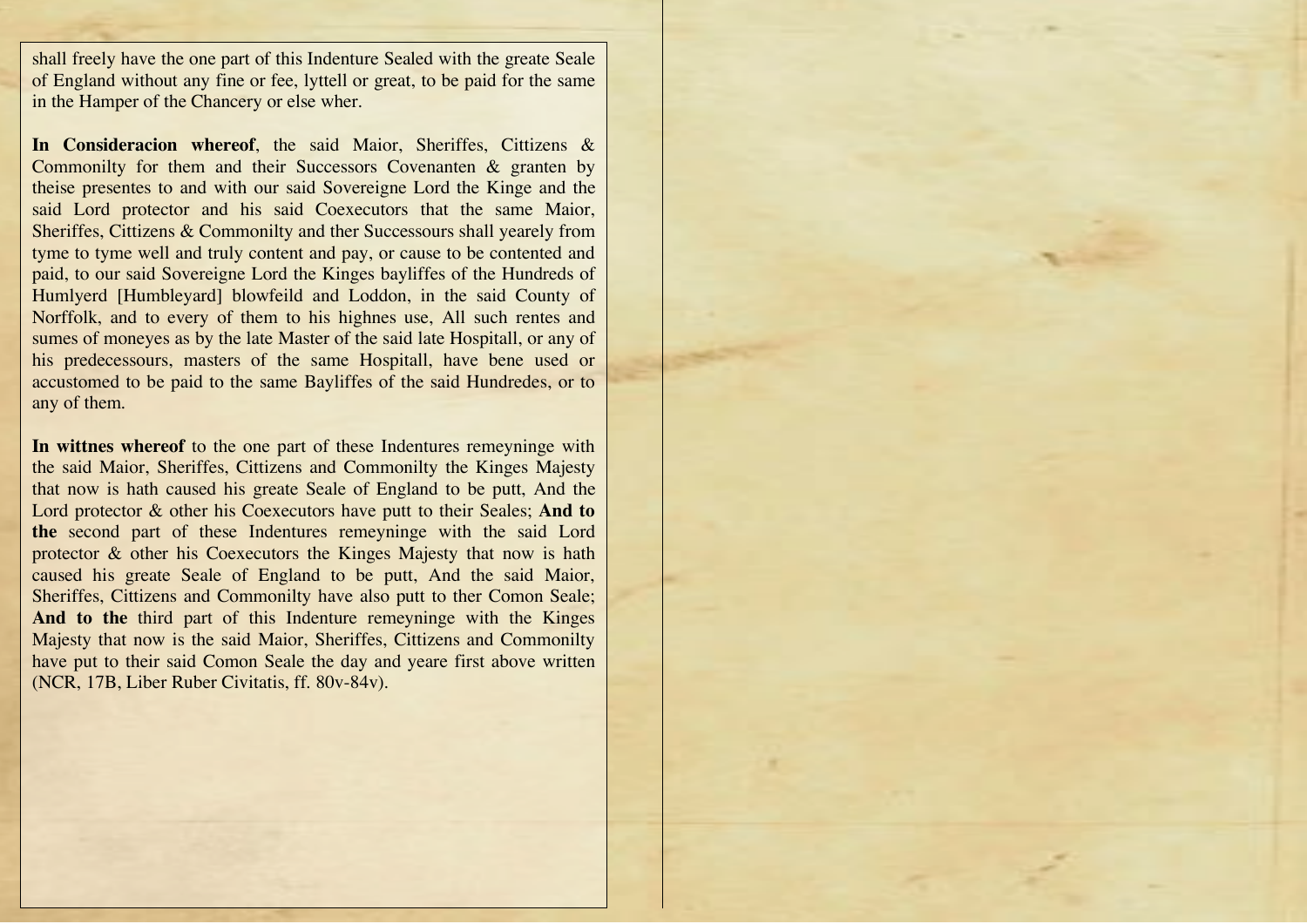shall freely have the one part of this Indenture Sealed with the greate Seale of England without any fine or fee, lyttell or great, to be paid for the same in the Hamper of the Chancery or else wher.

**In Consideracion whereof**, the said Maior, Sheriffes, Cittizens & Commonilty for them and their Successors Covenanten & granten by theise presentes to and with our said Sovereigne Lord the Kinge and the said Lord protector and his said Coexecutors that the same Maior, Sheriffes, Cittizens & Commonilty and ther Successours shall yearely from tyme to tyme well and truly content and pay, or cause to be contented and paid, to our said Sovereigne Lord the Kinges bayliffes of the Hundreds of Humlyerd [Humbleyard] blowfeild and Loddon, in the said County of Norffolk, and to every of them to his highnes use, All such rentes and sumes of moneyes as by the late Master of the said late Hospitall, or any of his predecessours, masters of the same Hospitall, have bene used or accustomed to be paid to the same Bayliffes of the said Hundredes, or to any of them.

**In wittnes whereof** to the one part of these Indentures remeyninge with the said Maior, Sheriffes, Cittizens and Commonilty the Kinges Majesty that now is hath caused his greate Seale of England to be putt, And the Lord protector & other his Coexecutors have putt to their Seales; **And to the** second part of these Indentures remeyninge with the said Lord protector & other his Coexecutors the Kinges Majesty that now is hath caused his greate Seale of England to be putt, And the said Maior, Sheriffes, Cittizens and Commonilty have also putt to ther Comon Seale; **And to the** third part of this Indenture remeyninge with the Kinges Majesty that now is the said Maior, Sheriffes, Cittizens and Commonilty have put to their said Comon Seale the day and yeare first above written (NCR, 17B, Liber Ruber Civitatis, ff. 80v-84v).